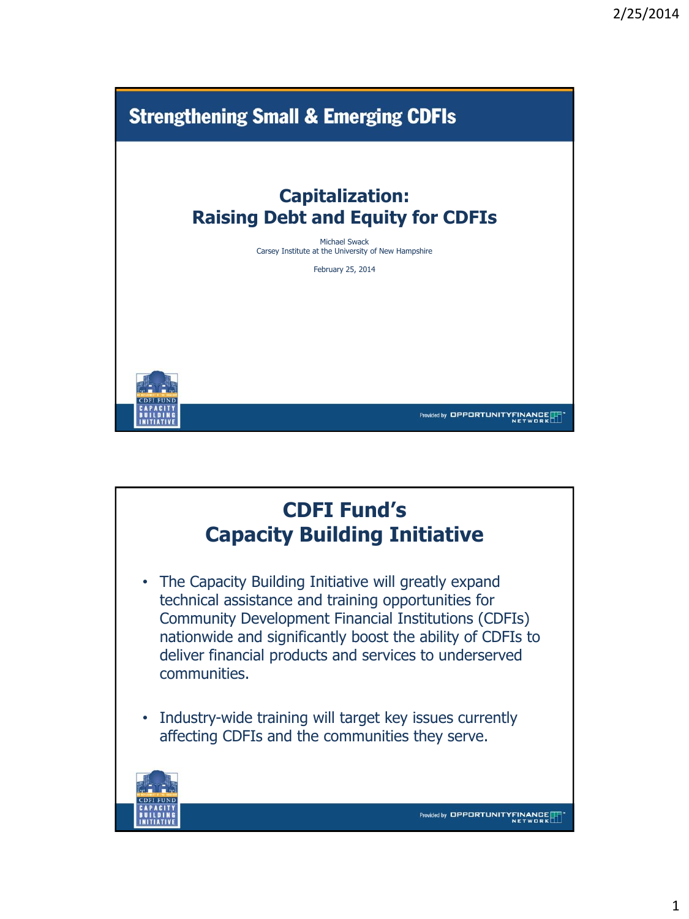## Strengthening Small & Emerging CDFIs

# Capitalization: Raising Debt and Equity for CDFIs

Michael Swack
Carsey Institute at the University of New Hampshire

February 25, 2014

CDFI FUND CAPACITY BUILDING INITIATIVE

Provided by OPPORTUNITY FINANCE NETWORK

# CDFI Fund's Capacity Building Initiative

- The Capacity Building Initiative will greatly expand technical assistance and training opportunities for Community Development Financial Institutions (CDFIs) nationwide and significantly boost the ability of CDFIs to deliver financial products and services to underserved communities.
- Industry-wide training will target key issues currently affecting CDFIs and the communities they serve.

CDFI FUND CAPACITY BUILDING INITIATIVE

Provided by OPPORTUNITY FINANCE NETWORK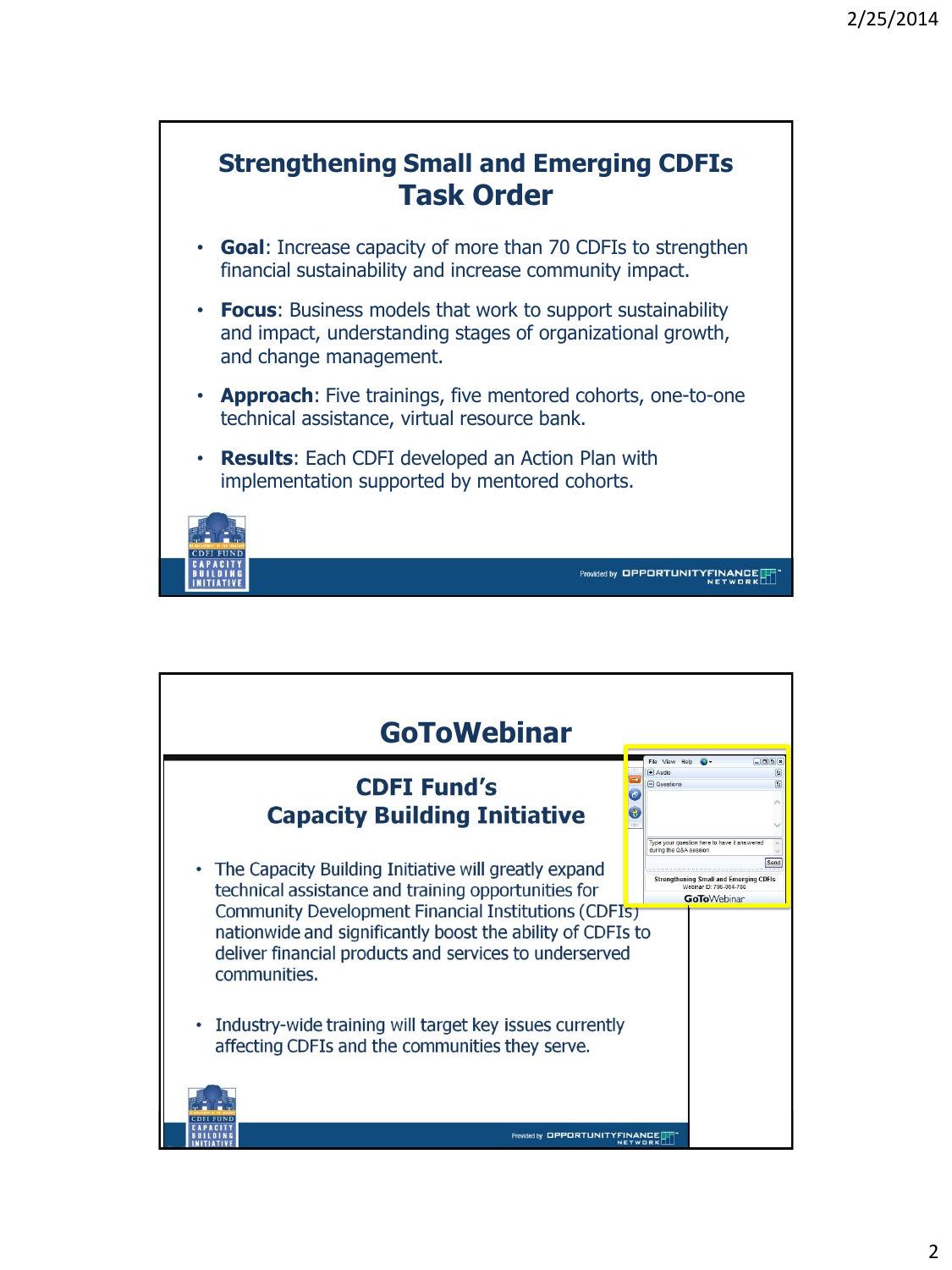## Strengthening Small and Emerging CDFIs Task Order

- **Goal**: Increase capacity of more than 70 CDFIs to strengthen financial sustainability and increase community impact.
- **Focus**: Business models that work to support sustainability and impact, understanding stages of organizational growth, and change management.
- **Approach**: Five trainings, five mentored cohorts, one-to-one technical assistance, virtual resource bank.
- **Results**: Each CDFI developed an Action Plan with implementation supported by mentored cohorts.

Provided by OPPORTUNITY FINANCE NETWORK

## GoToWebinar

### CDFI Fund's Capacity Building Initiative

- The Capacity Building Initiative will greatly expand technical assistance and training opportunities for Community Development Financial Institutions (CDFIs) nationwide and significantly boost the ability of CDFIs to deliver financial products and services to underserved communities.
- Industry-wide training will target key issues currently affecting CDFIs and the communities they serve.

Provided by OPPORTUNITY FINANCE NETWORK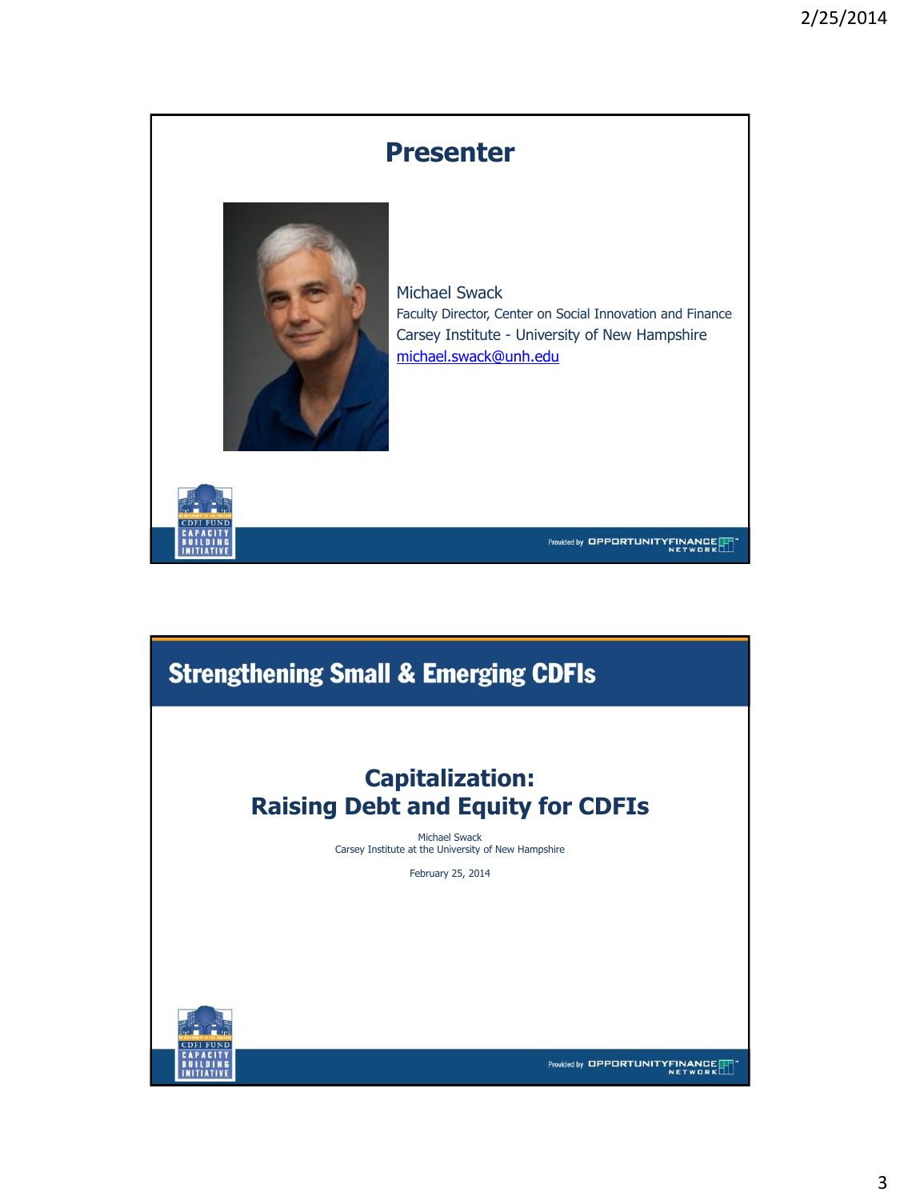# Presenter

Michael Swack
Faculty Director, Center on Social Innovation and Finance
Carsey Institute - University of New Hampshire
michael.swack@unh.edu

CDFI FUND CAPACITY BUILDING INITIATIVE

Provided by OPPORTUNITY FINANCE NETWORK

---

## Strengthening Small & Emerging CDFIs

# Capitalization: Raising Debt and Equity for CDFIs

Michael Swack
Carsey Institute at the University of New Hampshire

February 25, 2014

CDFI FUND CAPACITY BUILDING INITIATIVE

Provided by OPPORTUNITY FINANCE NETWORK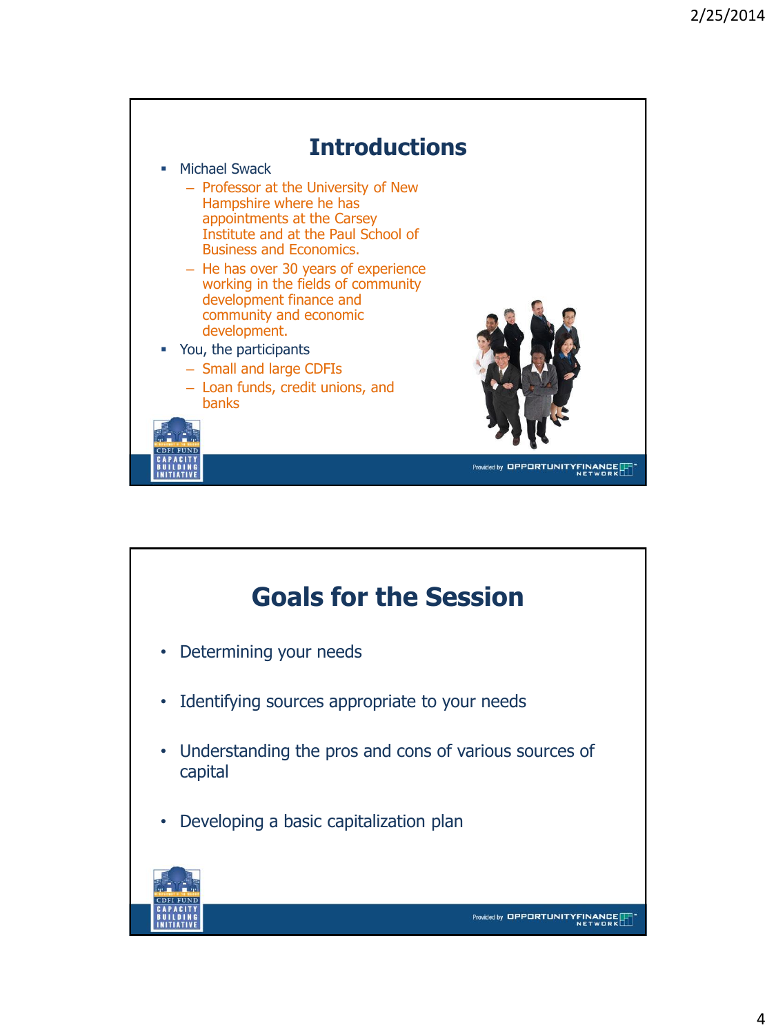## Introductions

- Michael Swack
  - Professor at the University of New Hampshire where he has appointments at the Carsey Institute and at the Paul School of Business and Economics.
  - He has over 30 years of experience working in the fields of community development finance and community and economic development.
- You, the participants
  - Small and large CDFIs
  - Loan funds, credit unions, and banks

## Goals for the Session

- Determining your needs
- Identifying sources appropriate to your needs
- Understanding the pros and cons of various sources of capital
- Developing a basic capitalization plan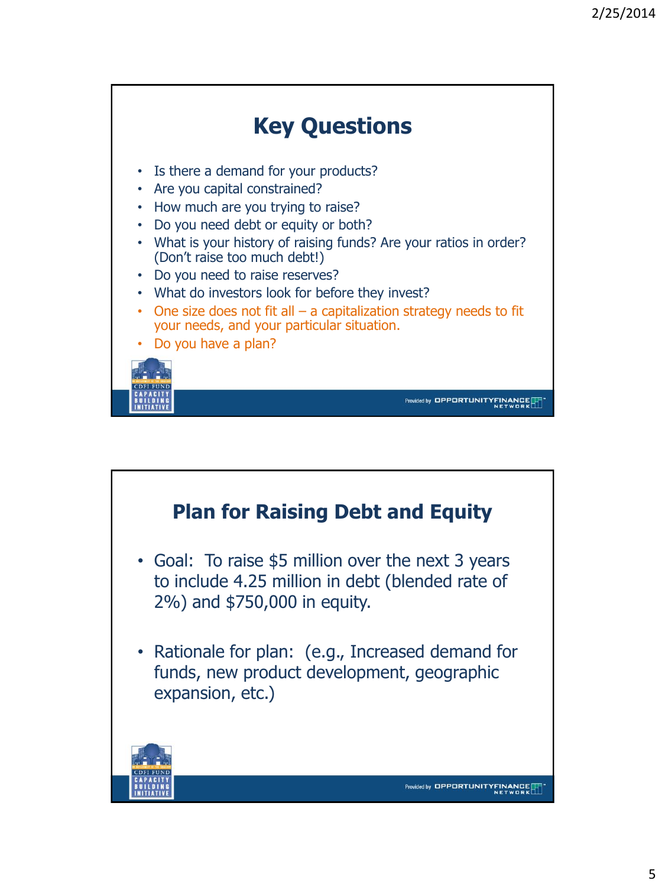## Key Questions

- Is there a demand for your products?
- Are you capital constrained?
- How much are you trying to raise?
- Do you need debt or equity or both?
- What is your history of raising funds? Are your ratios in order? (Don't raise too much debt!)
- Do you need to raise reserves?
- What do investors look for before they invest?
- One size does not fit all – a capitalization strategy needs to fit your needs, and your particular situation.
- Do you have a plan?

## Plan for Raising Debt and Equity

- Goal: To raise $5 million over the next 3 years to include 4.25 million in debt (blended rate of 2%) and $750,000 in equity.
- Rationale for plan: (e.g., Increased demand for funds, new product development, geographic expansion, etc.)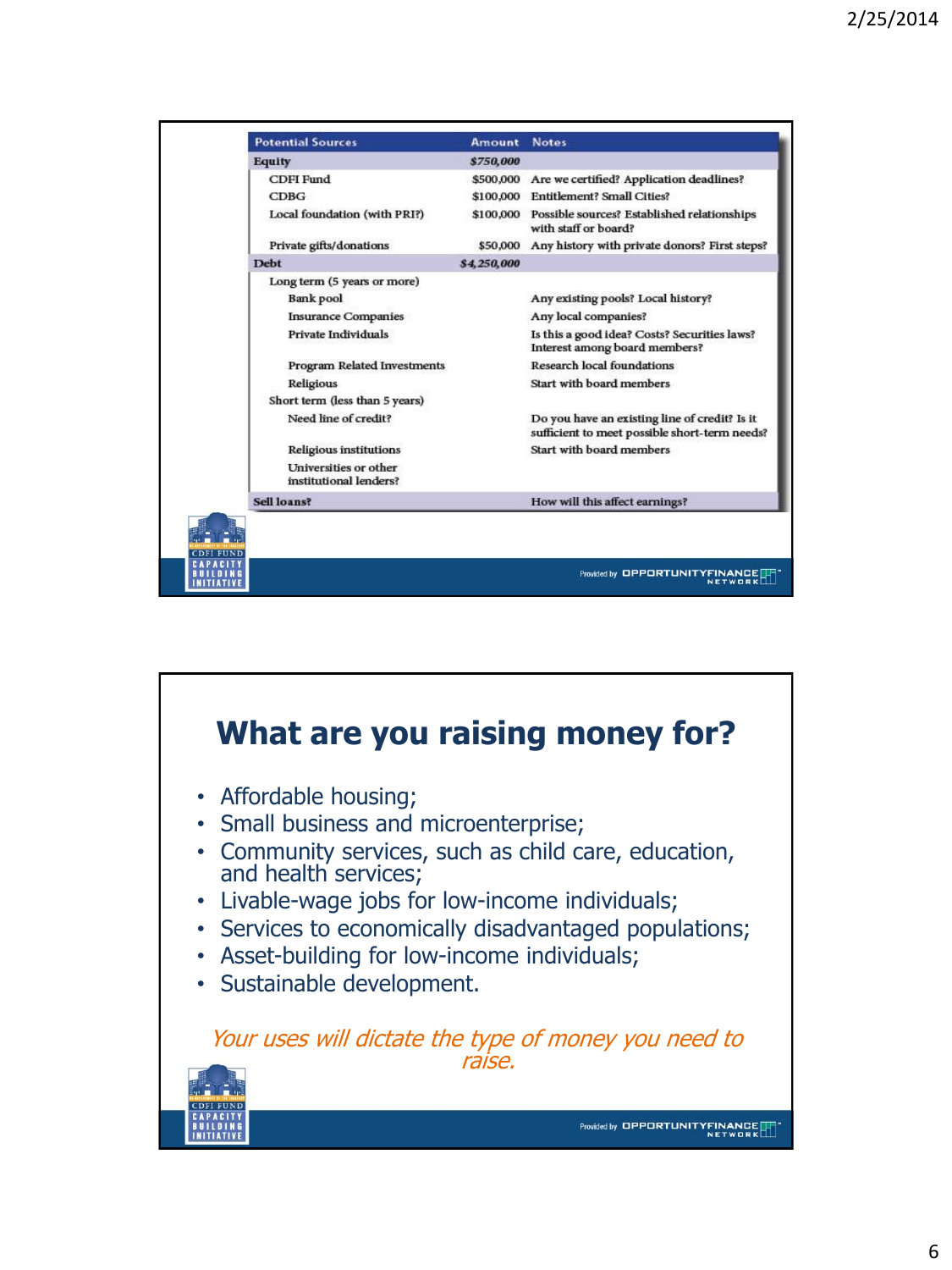| Potential Sources | Amount | Notes |
|---|---|---|
| **Equity** | ***$750,000*** | |
| CDFI Fund | $500,000 | Are we certified? Application deadlines? |
| CDBG | $100,000 | Entitlement? Small Cities? |
| Local foundation (with PRI?) | $100,000 | Possible sources? Established relationships with staff or board? |
| Private gifts/donations | $50,000 | Any history with private donors? First steps? |
| **Debt** | ***$4,250,000*** | |
| Long term (5 years or more) | | |
| Bank pool | | Any existing pools? Local history? |
| Insurance Companies | | Any local companies? |
| Private Individuals | | Is this a good idea? Costs? Securities laws? Interest among board members? |
| Program Related Investments | | Research local foundations |
| Religious | | Start with board members |
| Short term (less than 5 years) | | |
| Need line of credit? | | Do you have an existing line of credit? Is it sufficient to meet possible short-term needs? |
| Religious institutions | | Start with board members |
| Universities or other institutional lenders? | | |
| **Sell loans?** | | How will this affect earnings? |

# What are you raising money for?

- Affordable housing;
- Small business and microenterprise;
- Community services, such as child care, education, and health services;
- Livable-wage jobs for low-income individuals;
- Services to economically disadvantaged populations;
- Asset-building for low-income individuals;
- Sustainable development.

*Your uses will dictate the type of money you need to raise.*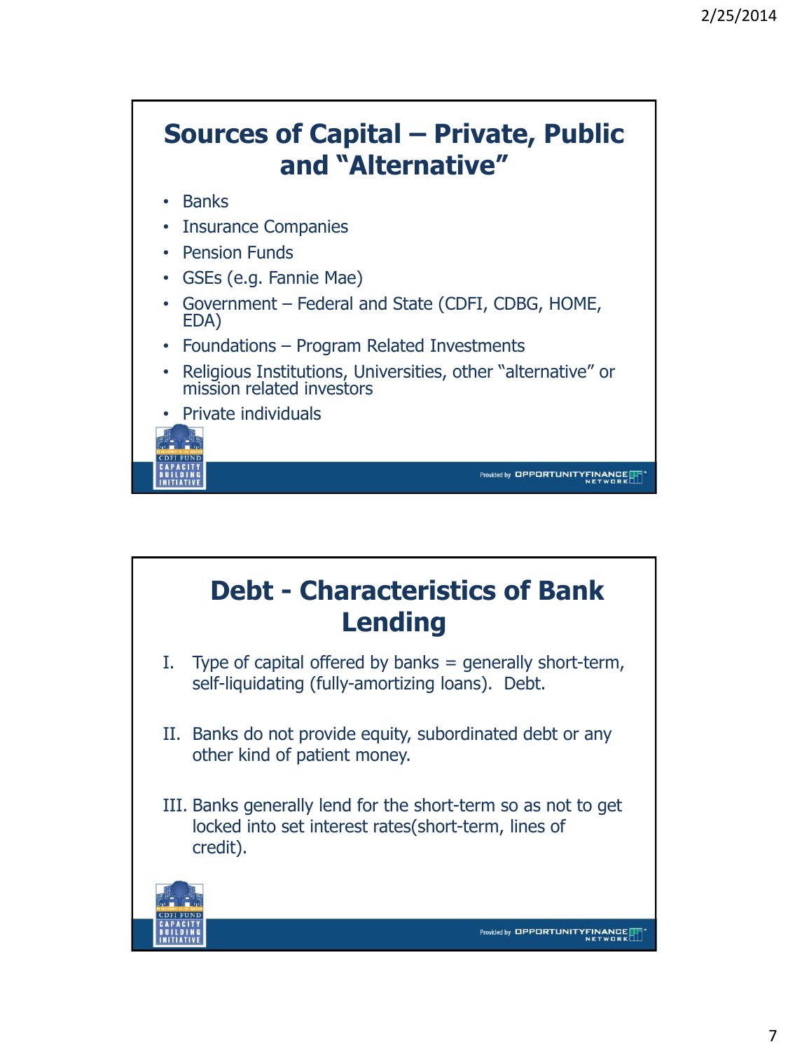## Sources of Capital – Private, Public and "Alternative"

- Banks
- Insurance Companies
- Pension Funds
- GSEs (e.g. Fannie Mae)
- Government – Federal and State (CDFI, CDBG, HOME, EDA)
- Foundations – Program Related Investments
- Religious Institutions, Universities, other "alternative" or mission related investors
- Private individuals

## Debt - Characteristics of Bank Lending

I. Type of capital offered by banks = generally short-term, self-liquidating (fully-amortizing loans). Debt.

II. Banks do not provide equity, subordinated debt or any other kind of patient money.

III. Banks generally lend for the short-term so as not to get locked into set interest rates(short-term, lines of credit).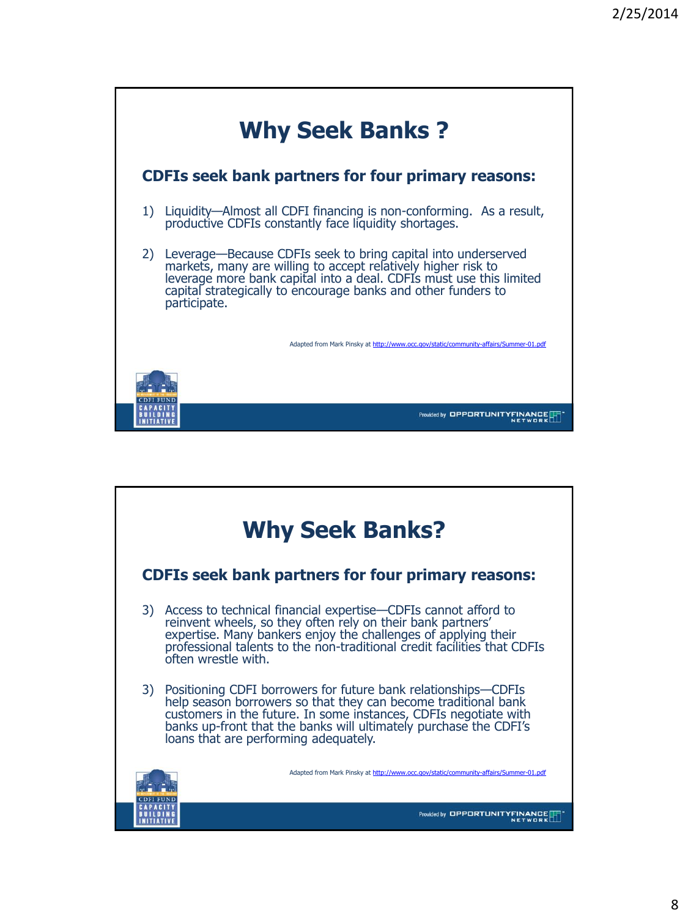# Why Seek Banks ?

**CDFIs seek bank partners for four primary reasons:**

1) Liquidity—Almost all CDFI financing is non-conforming. As a result, productive CDFIs constantly face liquidity shortages.

2) Leverage—Because CDFIs seek to bring capital into underserved markets, many are willing to accept relatively higher risk to leverage more bank capital into a deal. CDFIs must use this limited capital strategically to encourage banks and other funders to participate.

Adapted from Mark Pinsky at http://www.occ.gov/static/community-affairs/Summer-01.pdf

# Why Seek Banks?

**CDFIs seek bank partners for four primary reasons:**

3) Access to technical financial expertise—CDFIs cannot afford to reinvent wheels, so they often rely on their bank partners' expertise. Many bankers enjoy the challenges of applying their professional talents to the non-traditional credit facilities that CDFIs often wrestle with.

3) Positioning CDFI borrowers for future bank relationships—CDFIs help season borrowers so that they can become traditional bank customers in the future. In some instances, CDFIs negotiate with banks up-front that the banks will ultimately purchase the CDFI's loans that are performing adequately.

Adapted from Mark Pinsky at http://www.occ.gov/static/community-affairs/Summer-01.pdf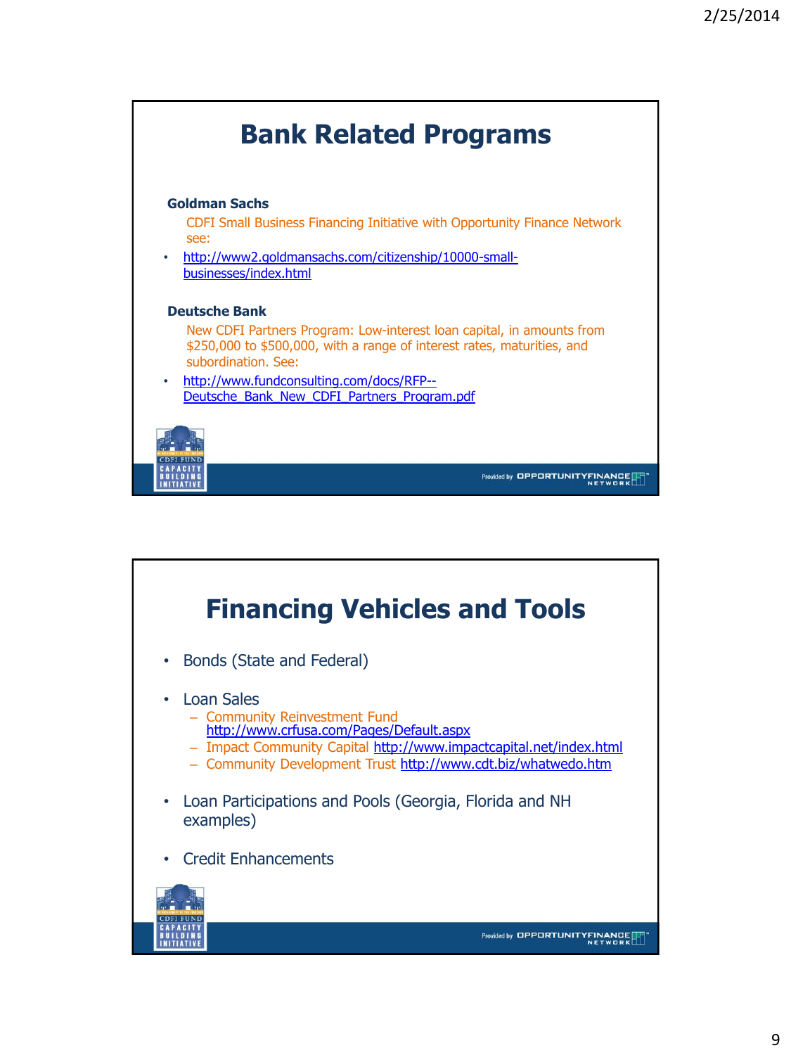# Bank Related Programs

**Goldman Sachs**

CDFI Small Business Financing Initiative with Opportunity Finance Network see:

- http://www2.goldmansachs.com/citizenship/10000-small-businesses/index.html

**Deutsche Bank**

New CDFI Partners Program: Low-interest loan capital, in amounts from $250,000 to $500,000, with a range of interest rates, maturities, and subordination. See:

- http://www.fundconsulting.com/docs/RFP--Deutsche_Bank_New_CDFI_Partners_Program.pdf

# Financing Vehicles and Tools

- Bonds (State and Federal)
- Loan Sales
  - Community Reinvestment Fund http://www.crfusa.com/Pages/Default.aspx
  - Impact Community Capital http://www.impactcapital.net/index.html
  - Community Development Trust http://www.cdt.biz/whatwedo.htm
- Loan Participations and Pools (Georgia, Florida and NH examples)
- Credit Enhancements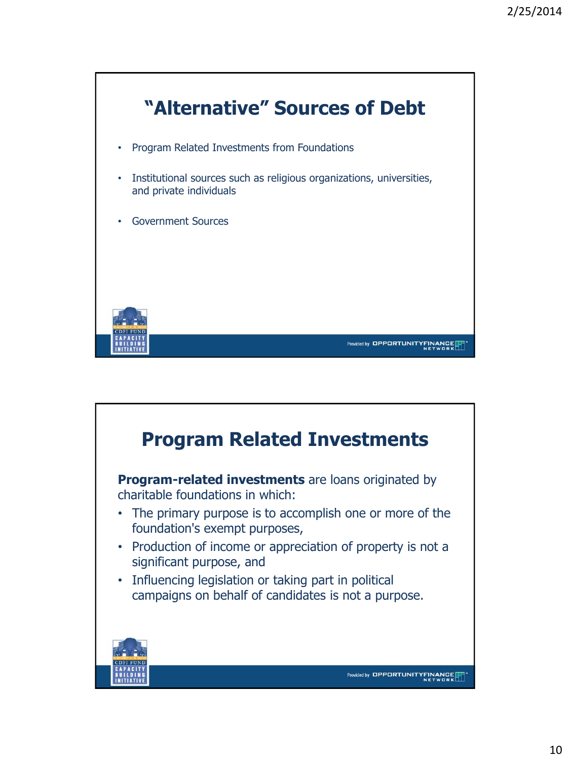## “Alternative” Sources of Debt

- Program Related Investments from Foundations
- Institutional sources such as religious organizations, universities, and private individuals
- Government Sources

## Program Related Investments

**Program-related investments** are loans originated by charitable foundations in which:

- The primary purpose is to accomplish one or more of the foundation's exempt purposes,
- Production of income or appreciation of property is not a significant purpose, and
- Influencing legislation or taking part in political campaigns on behalf of candidates is not a purpose.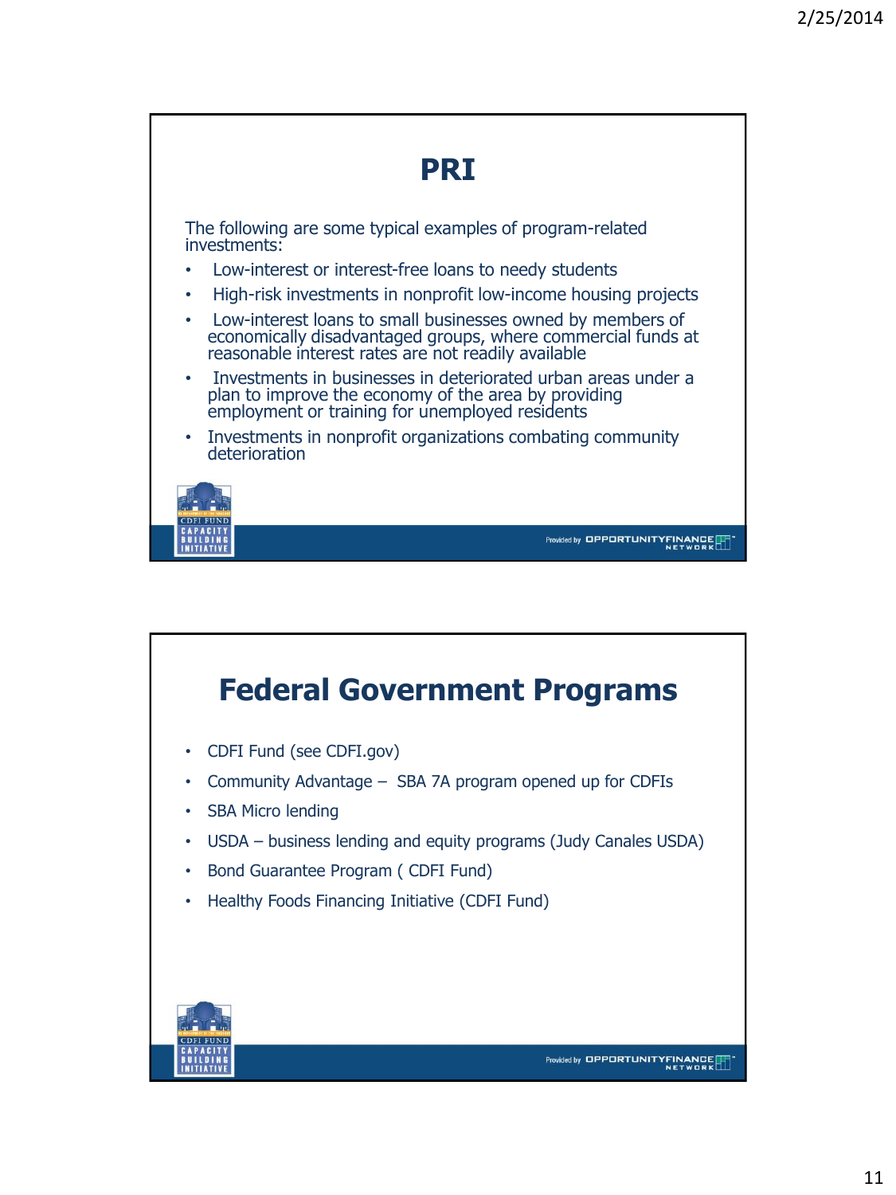# PRI

The following are some typical examples of program-related investments:

- Low-interest or interest-free loans to needy students
- High-risk investments in nonprofit low-income housing projects
- Low-interest loans to small businesses owned by members of economically disadvantaged groups, where commercial funds at reasonable interest rates are not readily available
- Investments in businesses in deteriorated urban areas under a plan to improve the economy of the area by providing employment or training for unemployed residents
- Investments in nonprofit organizations combating community deterioration

# Federal Government Programs

- CDFI Fund (see CDFI.gov)
- Community Advantage – SBA 7A program opened up for CDFIs
- SBA Micro lending
- USDA – business lending and equity programs (Judy Canales USDA)
- Bond Guarantee Program ( CDFI Fund)
- Healthy Foods Financing Initiative (CDFI Fund)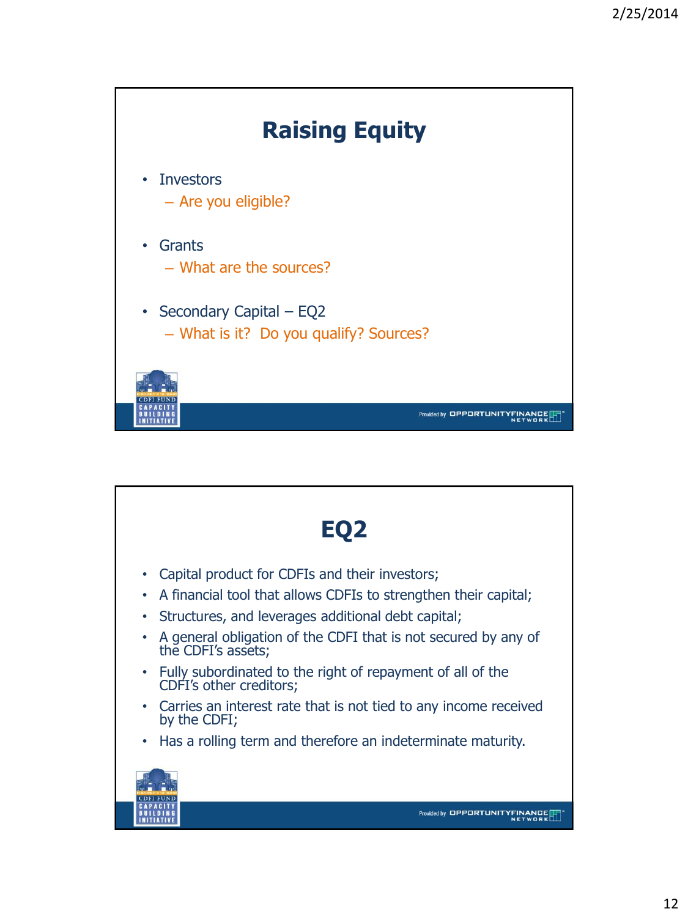## Raising Equity

- Investors
  - Are you eligible?
- Grants
  - What are the sources?
- Secondary Capital – EQ2
  - What is it? Do you qualify? Sources?

## EQ2

- Capital product for CDFIs and their investors;
- A financial tool that allows CDFIs to strengthen their capital;
- Structures, and leverages additional debt capital;
- A general obligation of the CDFI that is not secured by any of the CDFI's assets;
- Fully subordinated to the right of repayment of all of the CDFI's other creditors;
- Carries an interest rate that is not tied to any income received by the CDFI;
- Has a rolling term and therefore an indeterminate maturity.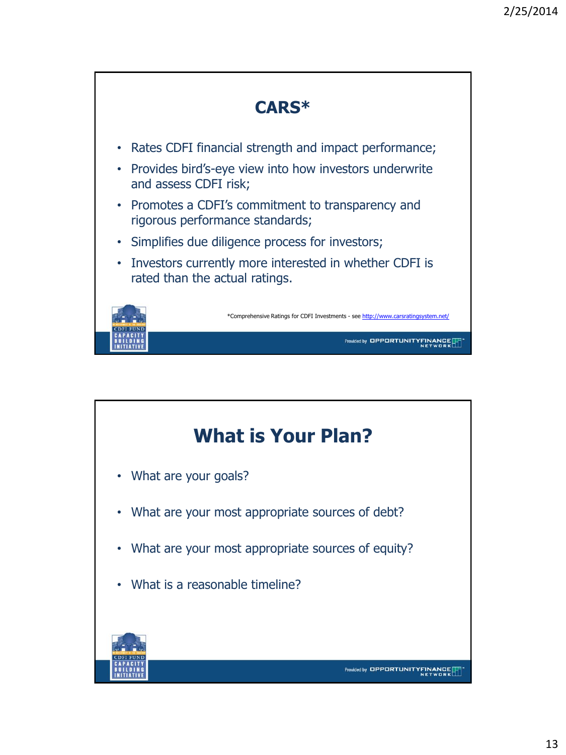## CARS*

- Rates CDFI financial strength and impact performance;
- Provides bird's-eye view into how investors underwrite and assess CDFI risk;
- Promotes a CDFI's commitment to transparency and rigorous performance standards;
- Simplifies due diligence process for investors;
- Investors currently more interested in whether CDFI is rated than the actual ratings.

*Comprehensive Ratings for CDFI Investments - see http://www.carsratingsystem.net/

## What is Your Plan?

- What are your goals?
- What are your most appropriate sources of debt?
- What are your most appropriate sources of equity?
- What is a reasonable timeline?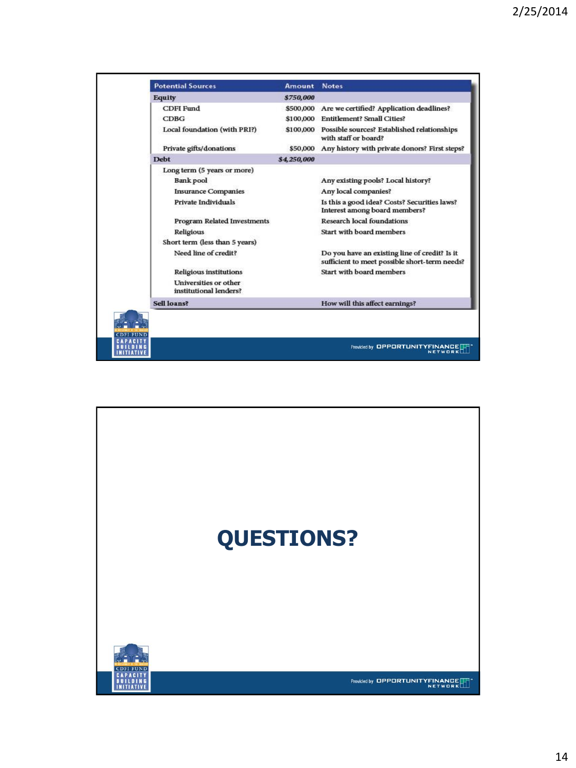| Potential Sources | Amount | Notes |
|---|---|---|
| **Equity** | *$750,000* | |
| CDFI Fund | $500,000 | Are we certified? Application deadlines? |
| CDBG | $100,000 | Entitlement? Small Cities? |
| Local foundation (with PRI?) | $100,000 | Possible sources? Established relationships with staff or board? |
| Private gifts/donations | $50,000 | Any history with private donors? First steps? |
| **Debt** | *$4,250,000* | |
| Long term (5 years or more) | | |
| Bank pool | | Any existing pools? Local history? |
| Insurance Companies | | Any local companies? |
| Private Individuals | | Is this a good idea? Costs? Securities laws? Interest among board members? |
| Program Related Investments | | Research local foundations |
| Religious | | Start with board members |
| Short term (less than 5 years) | | |
| Need line of credit? | | Do you have an existing line of credit? Is it sufficient to meet possible short-term needs? |
| Religious institutions | | Start with board members |
| Universities or other institutional lenders? | | |
| **Sell loans?** | | How will this affect earnings? |

# QUESTIONS?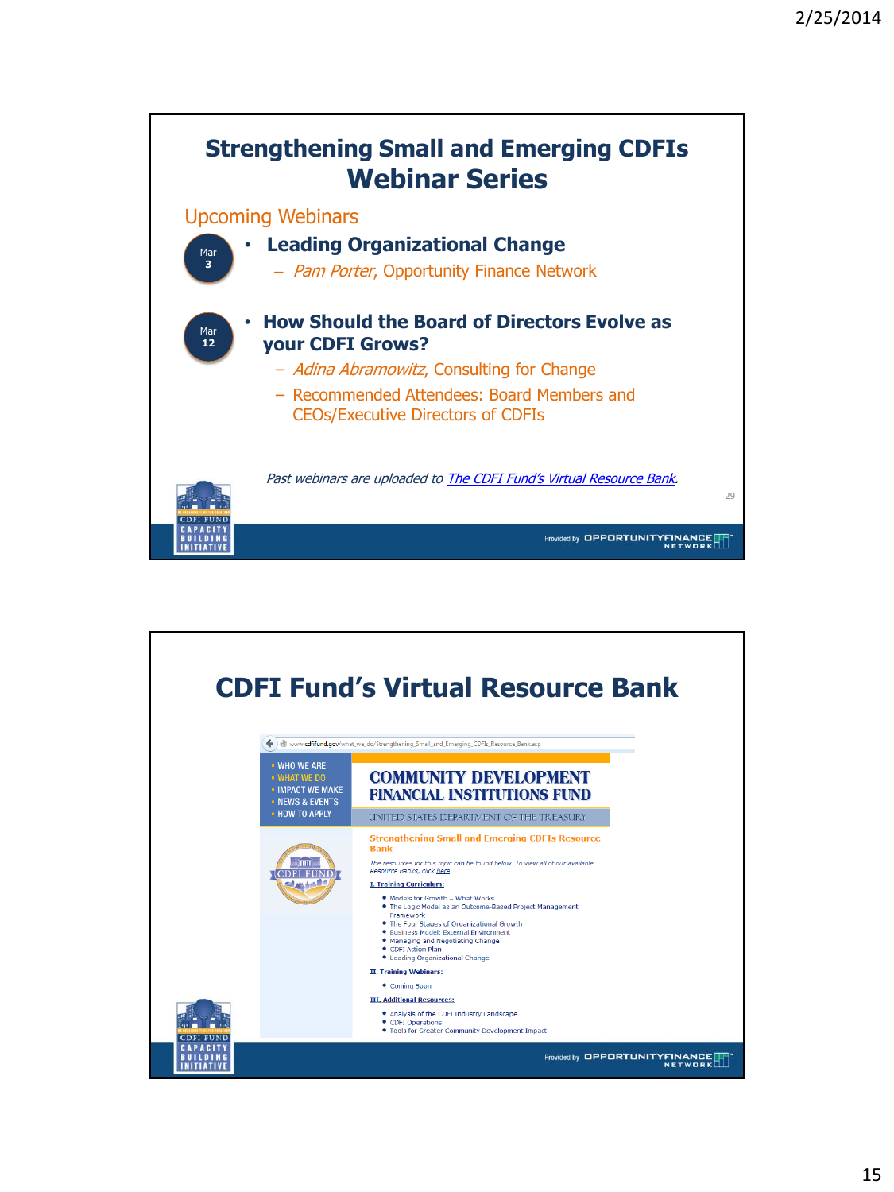# Strengthening Small and Emerging CDFIs Webinar Series

## Upcoming Webinars

Mar 3

- **Leading Organizational Change**
  - *Pam Porter*, Opportunity Finance Network

Mar 12

- **How Should the Board of Directors Evolve as your CDFI Grows?**
  - *Adina Abramowitz*, Consulting for Change
  - Recommended Attendees: Board Members and CEOs/Executive Directors of CDFIs

*Past webinars are uploaded to The CDFI Fund's Virtual Resource Bank.*

Provided by OPPORTUNITY FINANCE NETWORK

---

# CDFI Fund's Virtual Resource Bank

www.cdfifund.gov/what_we_do/Strengthening_Small_and_Emerging_CDFIs_Resource_Bank.asp

- WHO WE ARE
- WHAT WE DO
- IMPACT WE MAKE
- NEWS & EVENTS
- HOW TO APPLY

COMMUNITY DEVELOPMENT FINANCIAL INSTITUTIONS FUND

UNITED STATES DEPARTMENT OF THE TREASURY

**Strengthening Small and Emerging CDFIs Resource Bank**

*The resources for this topic can be found below. To view all of our available Resource Banks, click here.*

**I. Training Curriculum:**

- Models for Growth – What Works
- The Logic Model as an Outcome-Based Project Management Framework
- The Four Stages of Organizational Growth
- Business Model: External Environment
- Managing and Negotiating Change
- CDFI Action Plan
- Leading Organizational Change

**II. Training Webinars:**

- Coming Soon

**III. Additional Resources:**

- Analysis of the CDFI Industry Landscape
- CDFI Operations
- Tools for Greater Community Development Impact

Provided by OPPORTUNITY FINANCE NETWORK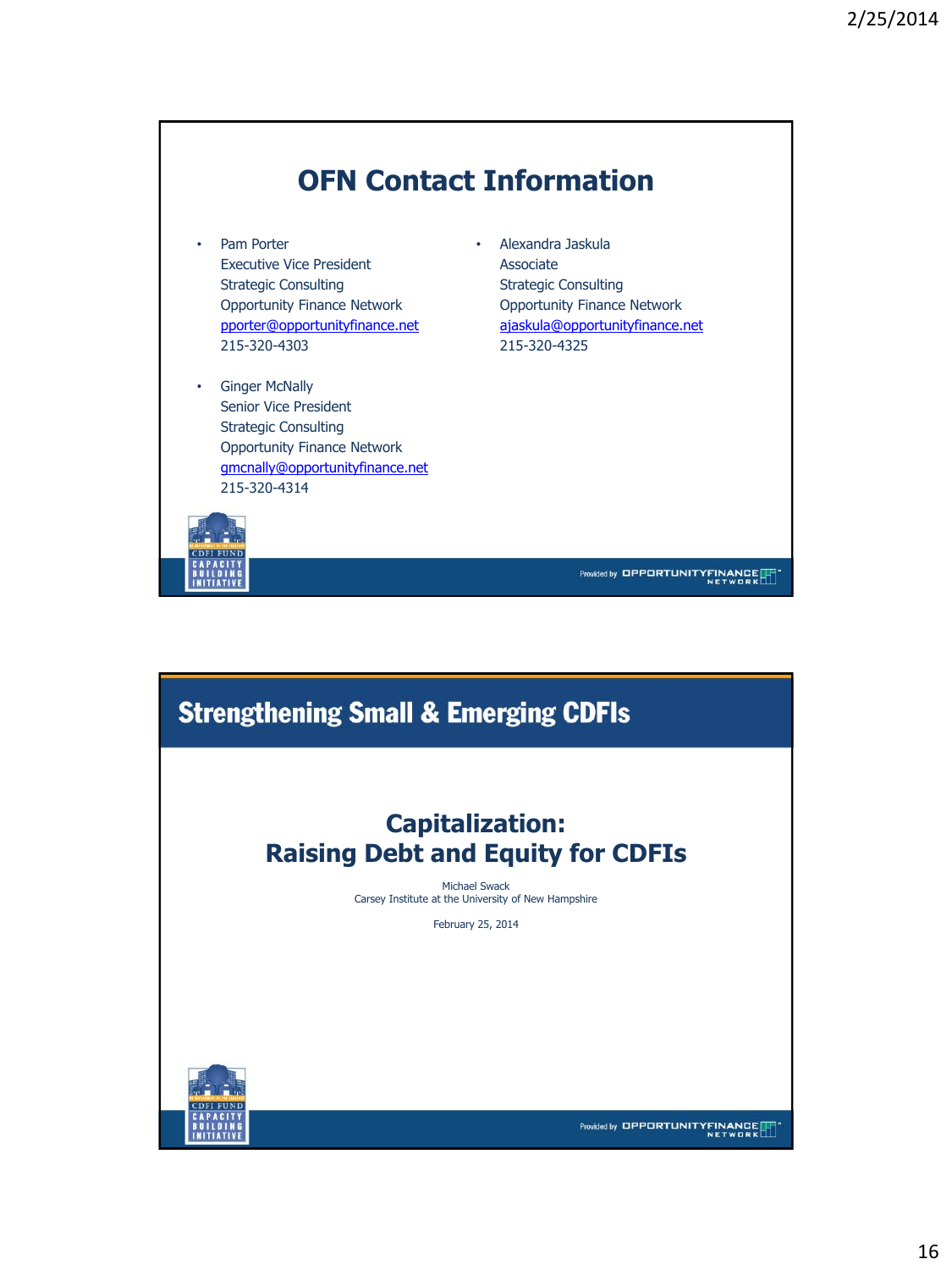# OFN Contact Information

- Pam Porter
  Executive Vice President
  Strategic Consulting
  Opportunity Finance Network
  pporter@opportunityfinance.net
  215-320-4303

- Ginger McNally
  Senior Vice President
  Strategic Consulting
  Opportunity Finance Network
  gmcnally@opportunityfinance.net
  215-320-4314

- Alexandra Jaskula
  Associate
  Strategic Consulting
  Opportunity Finance Network
  ajaskula@opportunityfinance.net
  215-320-4325

CDFI FUND CAPACITY BUILDING INITIATIVE

Provided by OPPORTUNITY FINANCE NETWORK

# Strengthening Small & Emerging CDFIs

## Capitalization: Raising Debt and Equity for CDFIs

Michael Swack
Carsey Institute at the University of New Hampshire

February 25, 2014

CDFI FUND CAPACITY BUILDING INITIATIVE

Provided by OPPORTUNITY FINANCE NETWORK